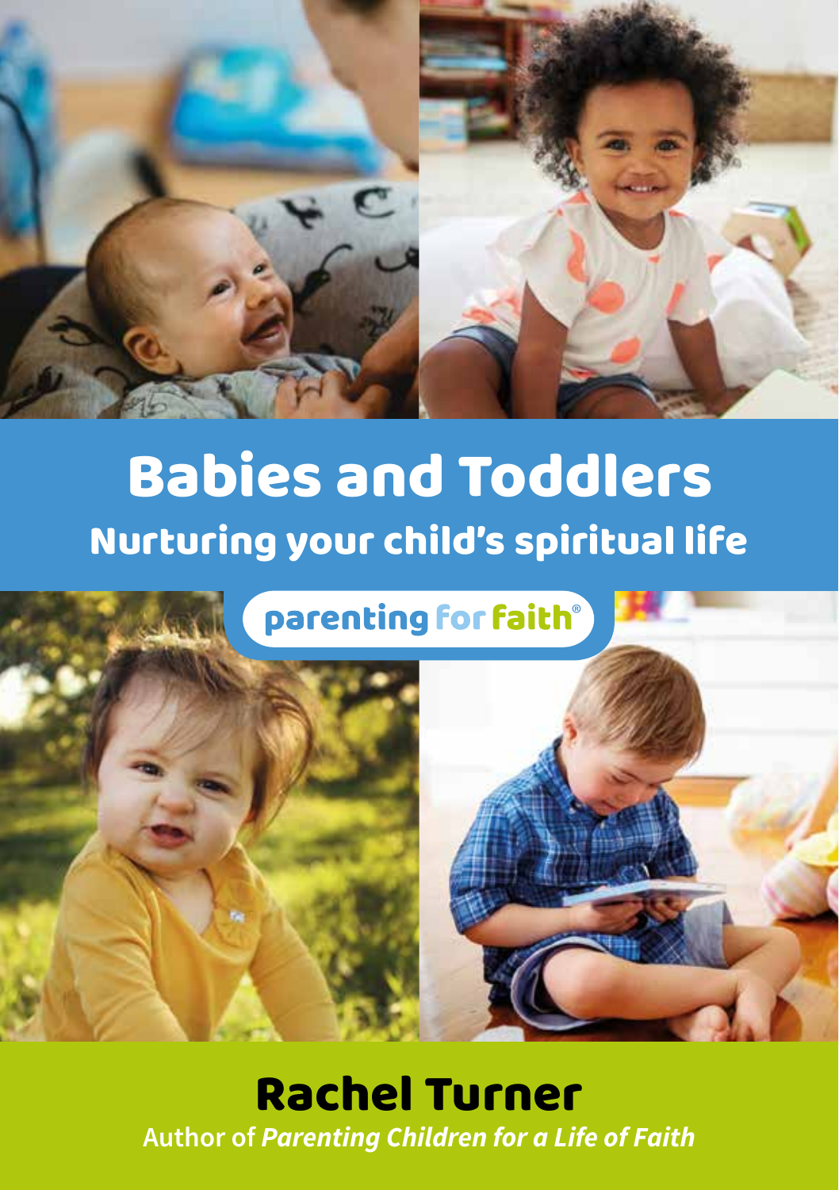# Babies and Toddlers

## Nurturing your child's spiritual life

parenting for faith®

**Rachel Turner**

Author of *Parenting Children for a Life of Faith*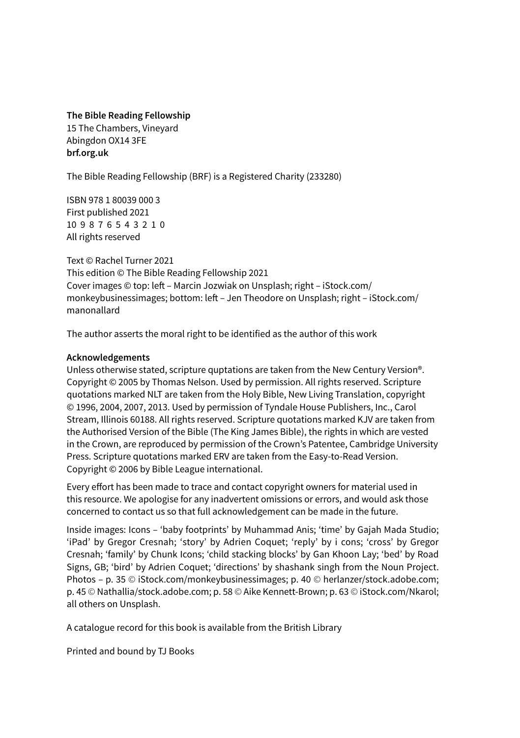**The Bible Reading Fellowship**
15 The Chambers, Vineyard
Abingdon OX14 3FE
**brf.org.uk**

The Bible Reading Fellowship (BRF) is a Registered Charity (233280)

ISBN 978 1 80039 000 3
First published 2021
10 9 8 7 6 5 4 3 2 1 0
All rights reserved

Text © Rachel Turner 2021
This edition © The Bible Reading Fellowship 2021
Cover images © top: left – Marcin Jozwiak on Unsplash; right – iStock.com/monkeybusinessimages; bottom: left – Jen Theodore on Unsplash; right – iStock.com/manonallard

The author asserts the moral right to be identified as the author of this work

**Acknowledgements**
Unless otherwise stated, scripture quptations are taken from the New Century Version®. Copyright © 2005 by Thomas Nelson. Used by permission. All rights reserved. Scripture quotations marked NLT are taken from the Holy Bible, New Living Translation, copyright © 1996, 2004, 2007, 2013. Used by permission of Tyndale House Publishers, Inc., Carol Stream, Illinois 60188. All rights reserved. Scripture quotations marked KJV are taken from the Authorised Version of the Bible (The King James Bible), the rights in which are vested in the Crown, are reproduced by permission of the Crown's Patentee, Cambridge University Press. Scripture quotations marked ERV are taken from the Easy-to-Read Version. Copyright © 2006 by Bible League international.

Every effort has been made to trace and contact copyright owners for material used in this resource. We apologise for any inadvertent omissions or errors, and would ask those concerned to contact us so that full acknowledgement can be made in the future.

Inside images: Icons – 'baby footprints' by Muhammad Anis; 'time' by Gajah Mada Studio; 'iPad' by Gregor Cresnah; 'story' by Adrien Coquet; 'reply' by i cons; 'cross' by Gregor Cresnah; 'family' by Chunk Icons; 'child stacking blocks' by Gan Khoon Lay; 'bed' by Road Signs, GB; 'bird' by Adrien Coquet; 'directions' by shashank singh from the Noun Project. Photos – p. 35 © iStock.com/monkeybusinessimages; p. 40 © herlanzer/stock.adobe.com; p. 45 © Nathallia/stock.adobe.com; p. 58 © Aike Kennett-Brown; p. 63 © iStock.com/Nkarol; all others on Unsplash.

A catalogue record for this book is available from the British Library

Printed and bound by TJ Books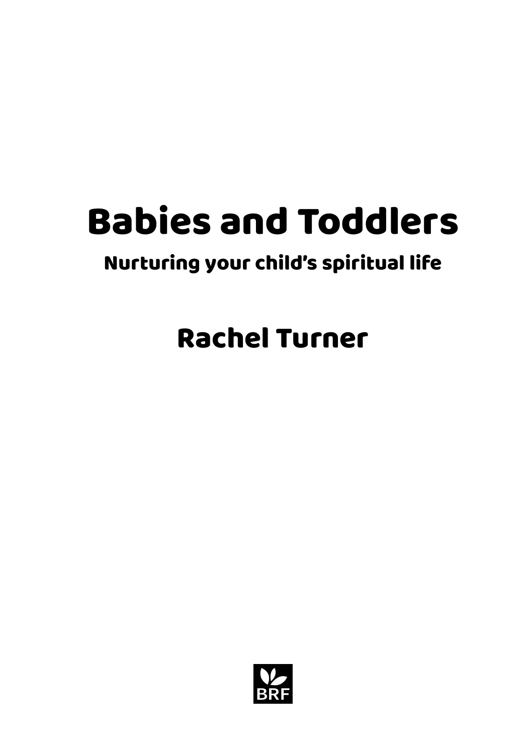# Babies and Toddlers

## Nurturing your child's spiritual life

## Rachel Turner

BRF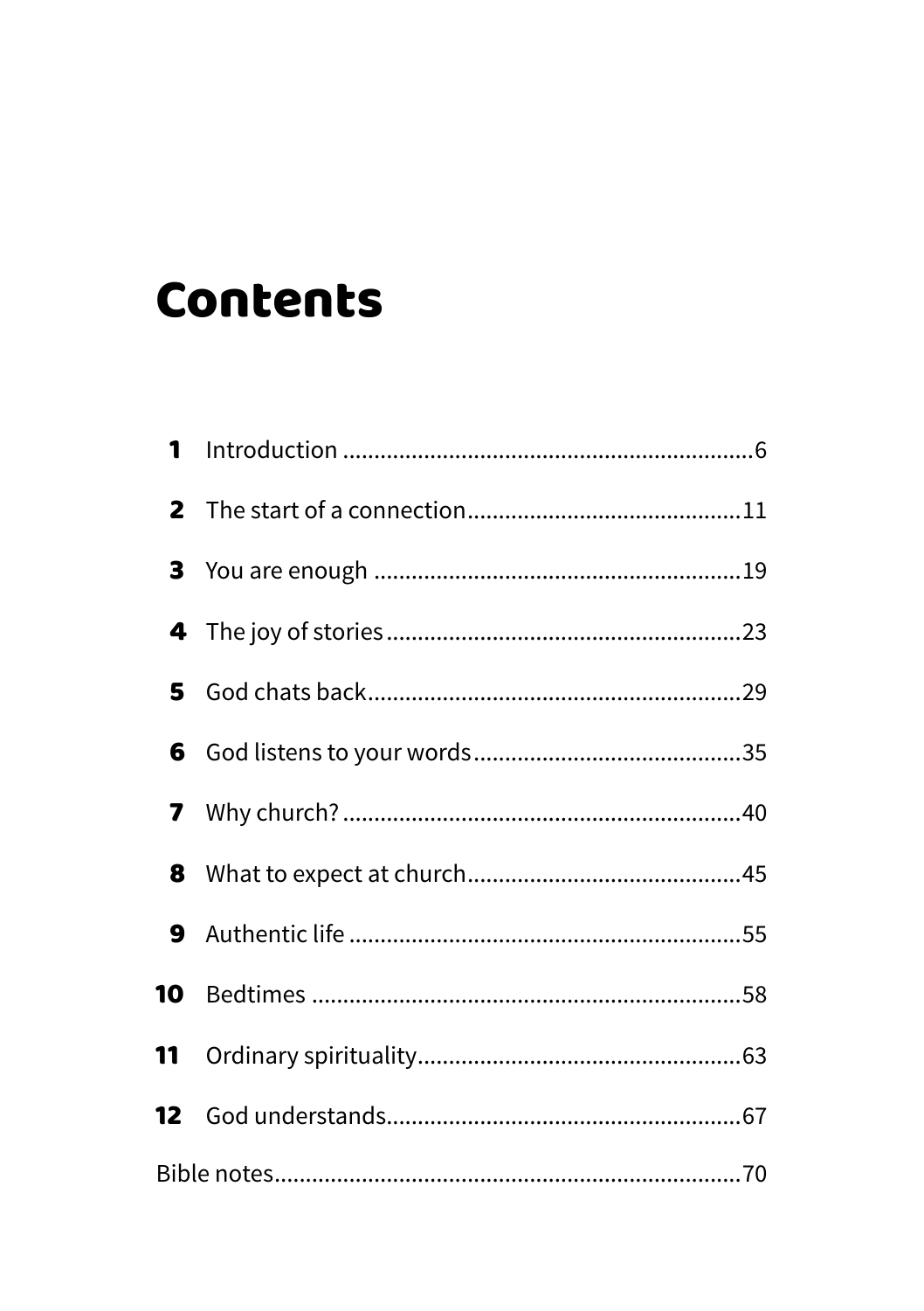# Contents

| | | |
|---|---|---|
| **1** | Introduction | 6 |
| **2** | The start of a connection | 11 |
| **3** | You are enough | 19 |
| **4** | The joy of stories | 23 |
| **5** | God chats back | 29 |
| **6** | God listens to your words | 35 |
| **7** | Why church? | 40 |
| **8** | What to expect at church | 45 |
| **9** | Authentic life | 55 |
| **10** | Bedtimes | 58 |
| **11** | Ordinary spirituality | 63 |
| **12** | God understands | 67 |
| Bible notes | | 70 |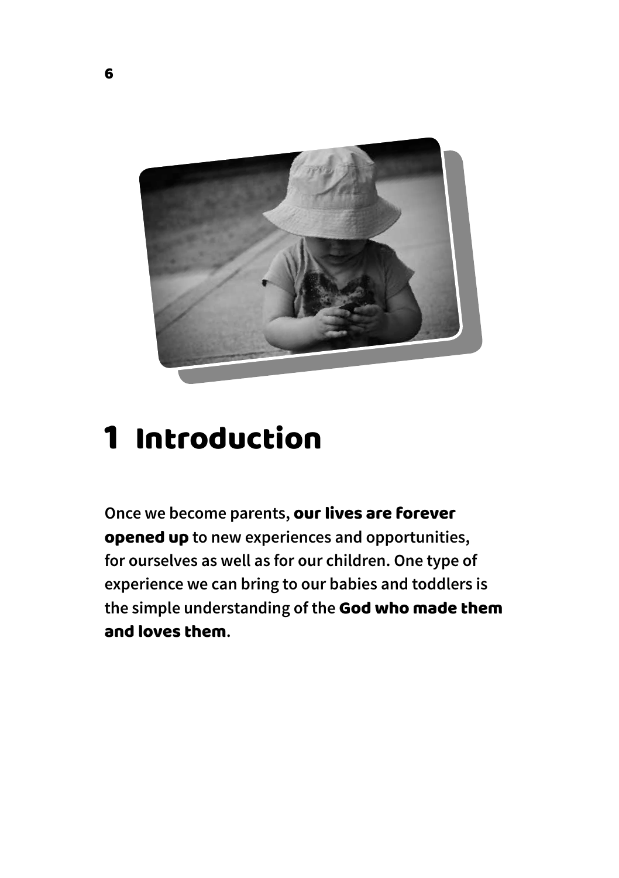# 1 Introduction

Once we become parents, **our lives are forever opened up** to new experiences and opportunities, for ourselves as well as for our children. One type of experience we can bring to our babies and toddlers is the simple understanding of the **God who made them and loves them**.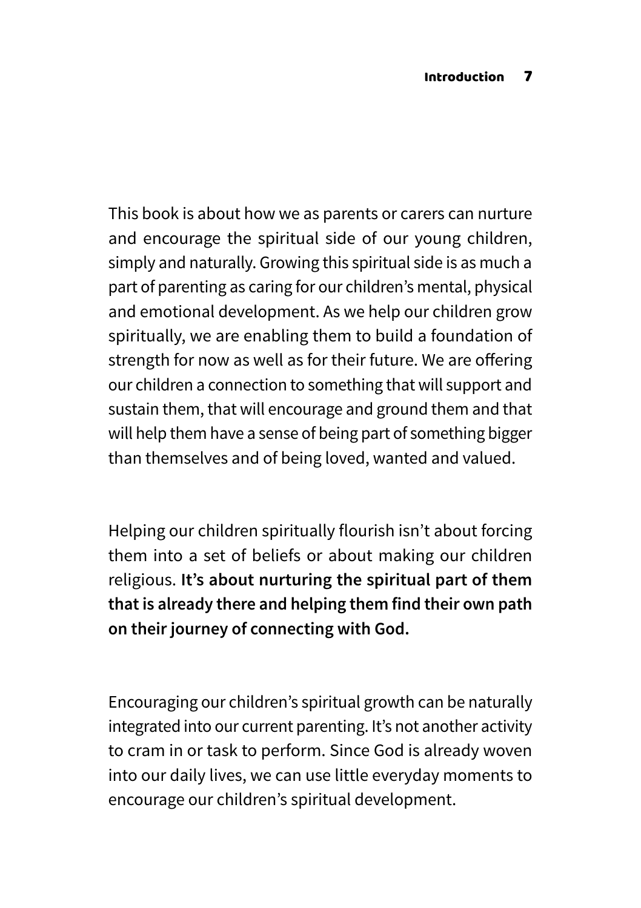This book is about how we as parents or carers can nurture and encourage the spiritual side of our young children, simply and naturally. Growing this spiritual side is as much a part of parenting as caring for our children's mental, physical and emotional development. As we help our children grow spiritually, we are enabling them to build a foundation of strength for now as well as for their future. We are offering our children a connection to something that will support and sustain them, that will encourage and ground them and that will help them have a sense of being part of something bigger than themselves and of being loved, wanted and valued.

Helping our children spiritually flourish isn't about forcing them into a set of beliefs or about making our children religious. **It's about nurturing the spiritual part of them that is already there and helping them find their own path on their journey of connecting with God.**

Encouraging our children's spiritual growth can be naturally integrated into our current parenting. It's not another activity to cram in or task to perform. Since God is already woven into our daily lives, we can use little everyday moments to encourage our children's spiritual development.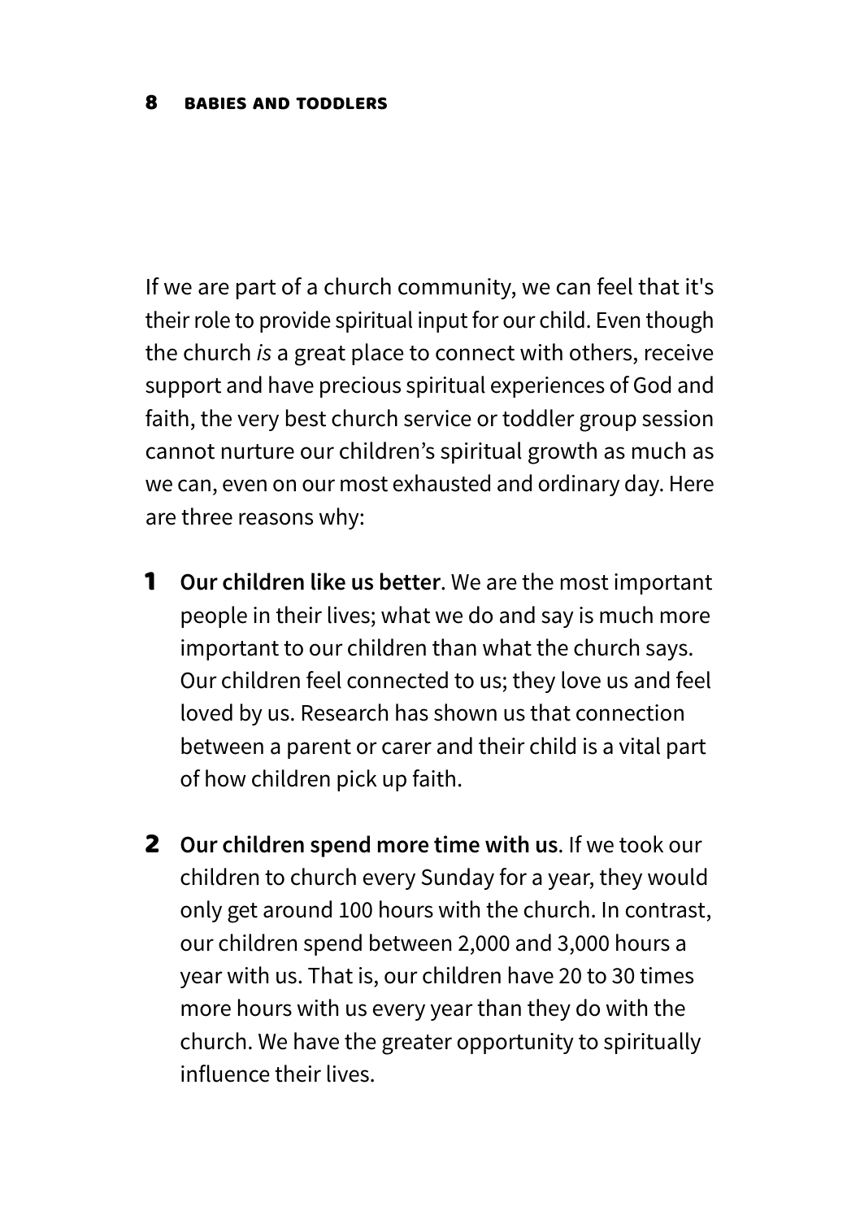If we are part of a church community, we can feel that it's their role to provide spiritual input for our child. Even though the church *is* a great place to connect with others, receive support and have precious spiritual experiences of God and faith, the very best church service or toddler group session cannot nurture our children's spiritual growth as much as we can, even on our most exhausted and ordinary day. Here are three reasons why:

1. **Our children like us better**. We are the most important people in their lives; what we do and say is much more important to our children than what the church says. Our children feel connected to us; they love us and feel loved by us. Research has shown us that connection between a parent or carer and their child is a vital part of how children pick up faith.

2. **Our children spend more time with us**. If we took our children to church every Sunday for a year, they would only get around 100 hours with the church. In contrast, our children spend between 2,000 and 3,000 hours a year with us. That is, our children have 20 to 30 times more hours with us every year than they do with the church. We have the greater opportunity to spiritually influence their lives.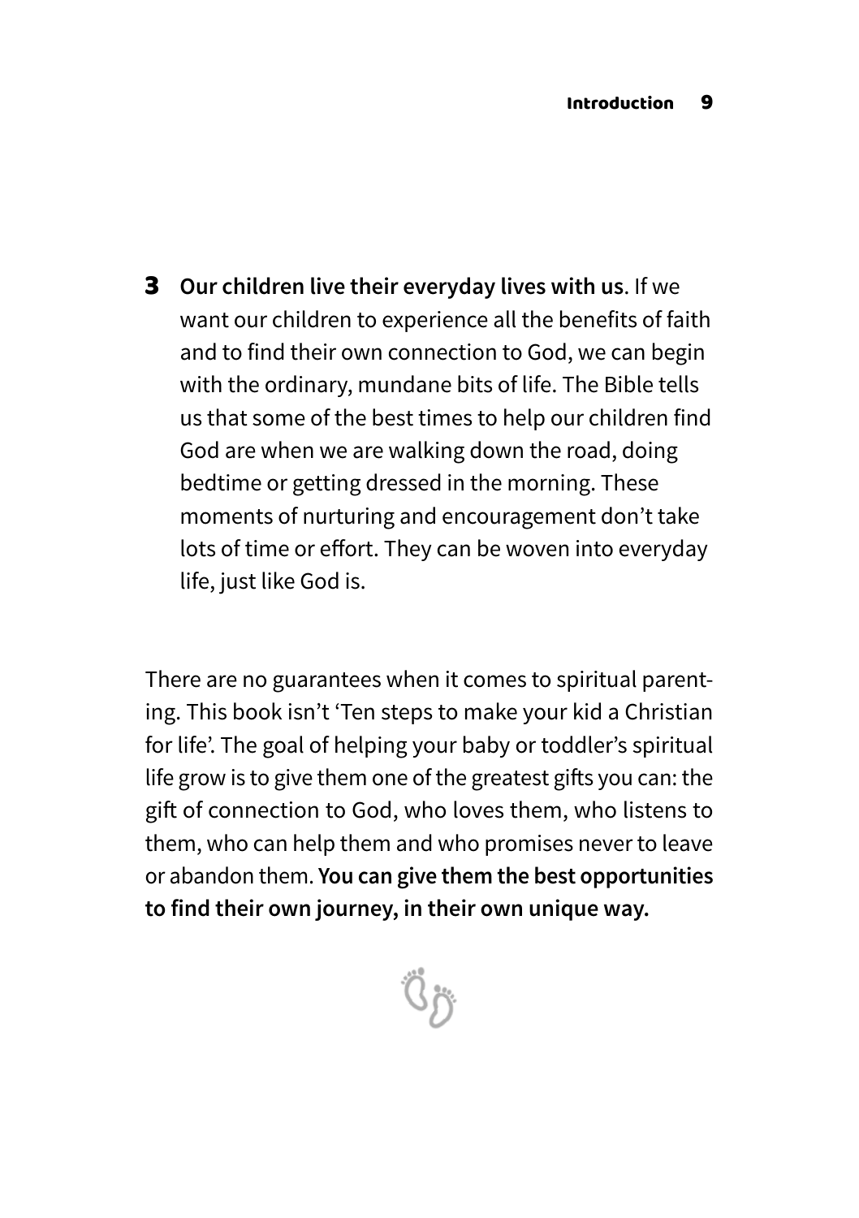3. **Our children live their everyday lives with us**. If we want our children to experience all the benefits of faith and to find their own connection to God, we can begin with the ordinary, mundane bits of life. The Bible tells us that some of the best times to help our children find God are when we are walking down the road, doing bedtime or getting dressed in the morning. These moments of nurturing and encouragement don't take lots of time or effort. They can be woven into everyday life, just like God is.

There are no guarantees when it comes to spiritual parenting. This book isn't 'Ten steps to make your kid a Christian for life'. The goal of helping your baby or toddler's spiritual life grow is to give them one of the greatest gifts you can: the gift of connection to God, who loves them, who listens to them, who can help them and who promises never to leave or abandon them. **You can give them the best opportunities to find their own journey, in their own unique way.**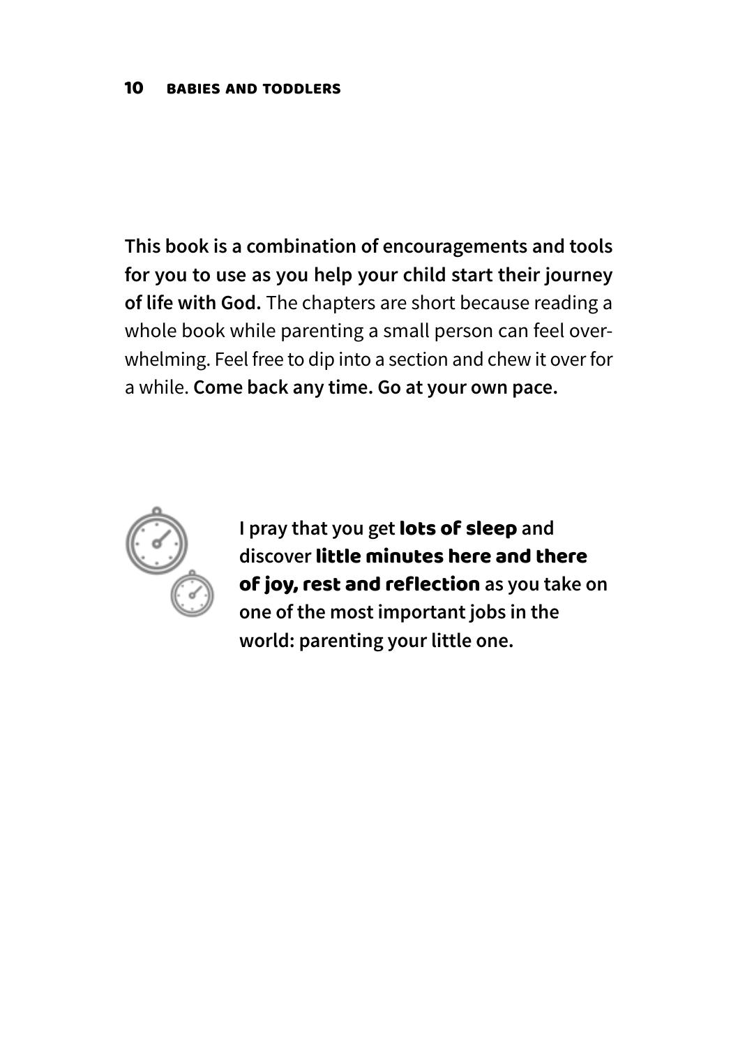**This book is a combination of encouragements and tools for you to use as you help your child start their journey of life with God.** The chapters are short because reading a whole book while parenting a small person can feel overwhelming. Feel free to dip into a section and chew it over for a while. **Come back any time. Go at your own pace.**

**I pray that you get lots of sleep and discover little minutes here and there of joy, rest and reflection as you take on one of the most important jobs in the world: parenting your little one.**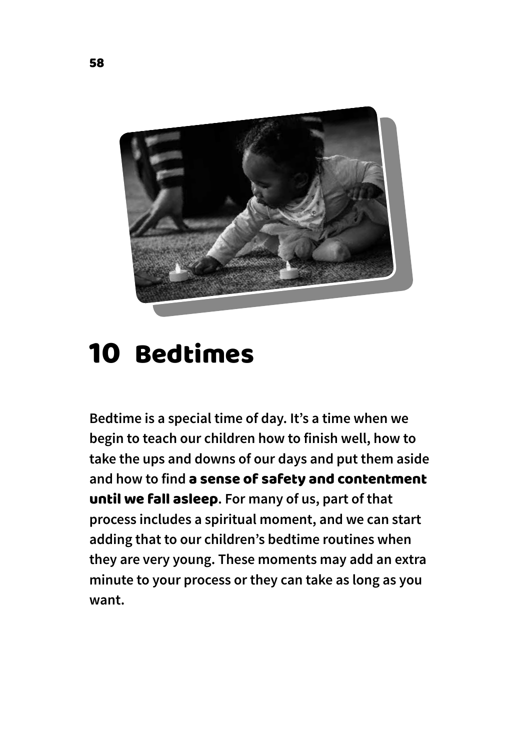# 10 Bedtimes

**Bedtime is a special time of day. It's a time when we begin to teach our children how to finish well, how to take the ups and downs of our days and put them aside and how to find a sense of safety and contentment until we fall asleep. For many of us, part of that process includes a spiritual moment, and we can start adding that to our children's bedtime routines when they are very young. These moments may add an extra minute to your process or they can take as long as you want.**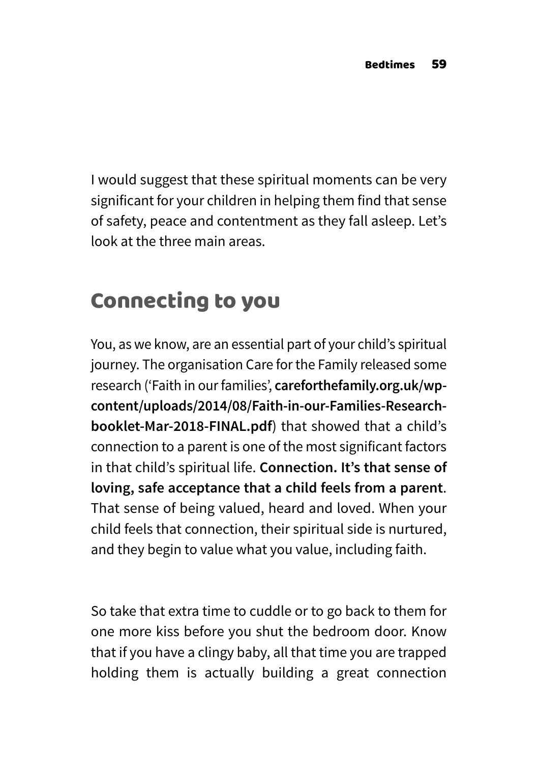I would suggest that these spiritual moments can be very significant for your children in helping them find that sense of safety, peace and contentment as they fall asleep. Let's look at the three main areas.

## Connecting to you

You, as we know, are an essential part of your child's spiritual journey. The organisation Care for the Family released some research ('Faith in our families', **careforthefamily.org.uk/wp-content/uploads/2014/08/Faith-in-our-Families-Research-booklet-Mar-2018-FINAL.pdf**) that showed that a child's connection to a parent is one of the most significant factors in that child's spiritual life. **Connection. It's that sense of loving, safe acceptance that a child feels from a parent**. That sense of being valued, heard and loved. When your child feels that connection, their spiritual side is nurtured, and they begin to value what you value, including faith.

So take that extra time to cuddle or to go back to them for one more kiss before you shut the bedroom door. Know that if you have a clingy baby, all that time you are trapped holding them is actually building a great connection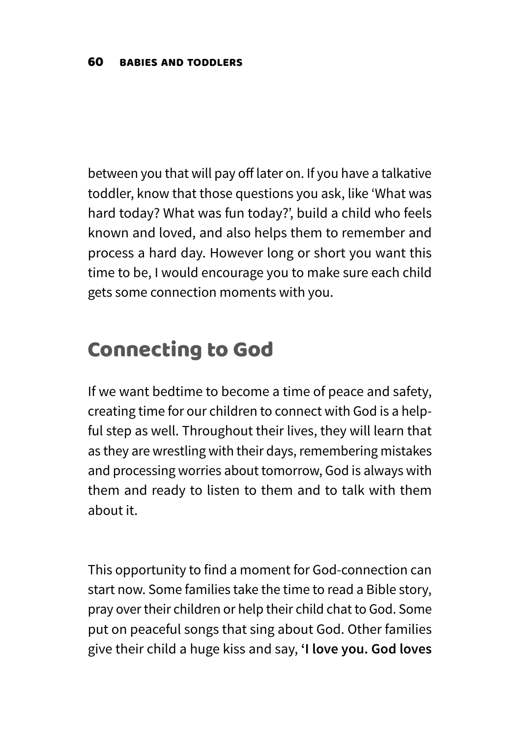between you that will pay off later on. If you have a talkative toddler, know that those questions you ask, like 'What was hard today? What was fun today?', build a child who feels known and loved, and also helps them to remember and process a hard day. However long or short you want this time to be, I would encourage you to make sure each child gets some connection moments with you.

## Connecting to God

If we want bedtime to become a time of peace and safety, creating time for our children to connect with God is a helpful step as well. Throughout their lives, they will learn that as they are wrestling with their days, remembering mistakes and processing worries about tomorrow, God is always with them and ready to listen to them and to talk with them about it.

This opportunity to find a moment for God-connection can start now. Some families take the time to read a Bible story, pray over their children or help their child chat to God. Some put on peaceful songs that sing about God. Other families give their child a huge kiss and say, **'I love you. God loves**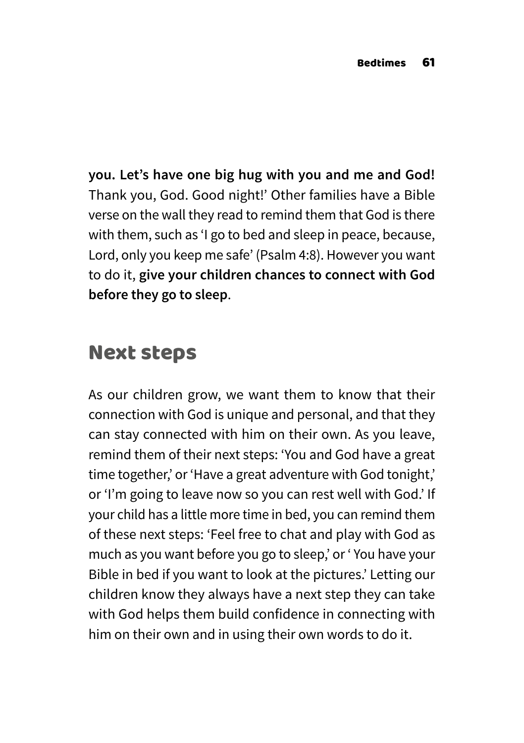**you. Let's have one big hug with you and me and God!** Thank you, God. Good night!' Other families have a Bible verse on the wall they read to remind them that God is there with them, such as 'I go to bed and sleep in peace, because, Lord, only you keep me safe' (Psalm 4:8). However you want to do it, **give your children chances to connect with God before they go to sleep**.

## Next steps

As our children grow, we want them to know that their connection with God is unique and personal, and that they can stay connected with him on their own. As you leave, remind them of their next steps: 'You and God have a great time together,' or 'Have a great adventure with God tonight,' or 'I'm going to leave now so you can rest well with God.' If your child has a little more time in bed, you can remind them of these next steps: 'Feel free to chat and play with God as much as you want before you go to sleep,' or ' You have your Bible in bed if you want to look at the pictures.' Letting our children know they always have a next step they can take with God helps them build confidence in connecting with him on their own and in using their own words to do it.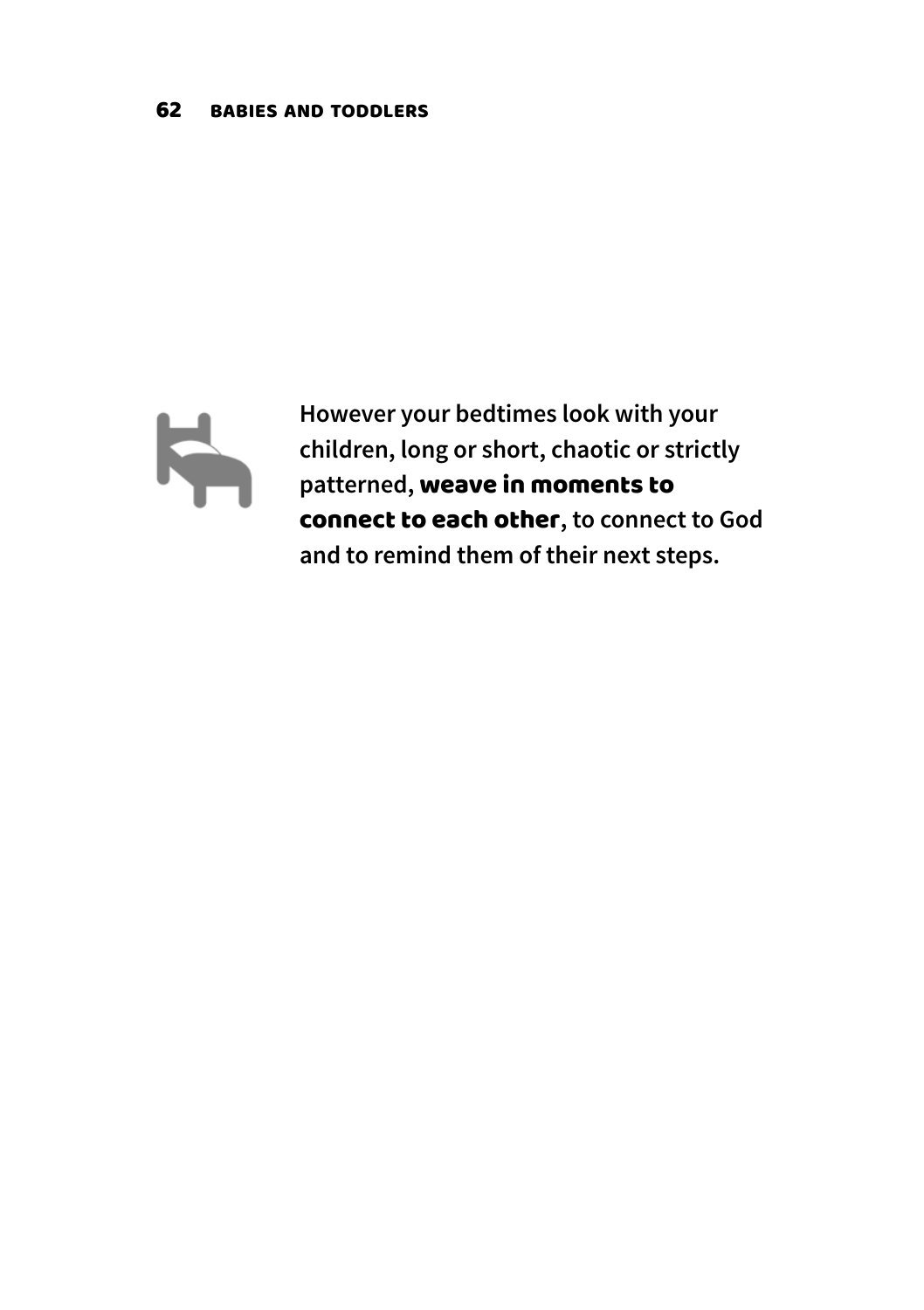However your bedtimes look with your children, long or short, chaotic or strictly patterned, **weave in moments to connect to each other**, to connect to God and to remind them of their next steps.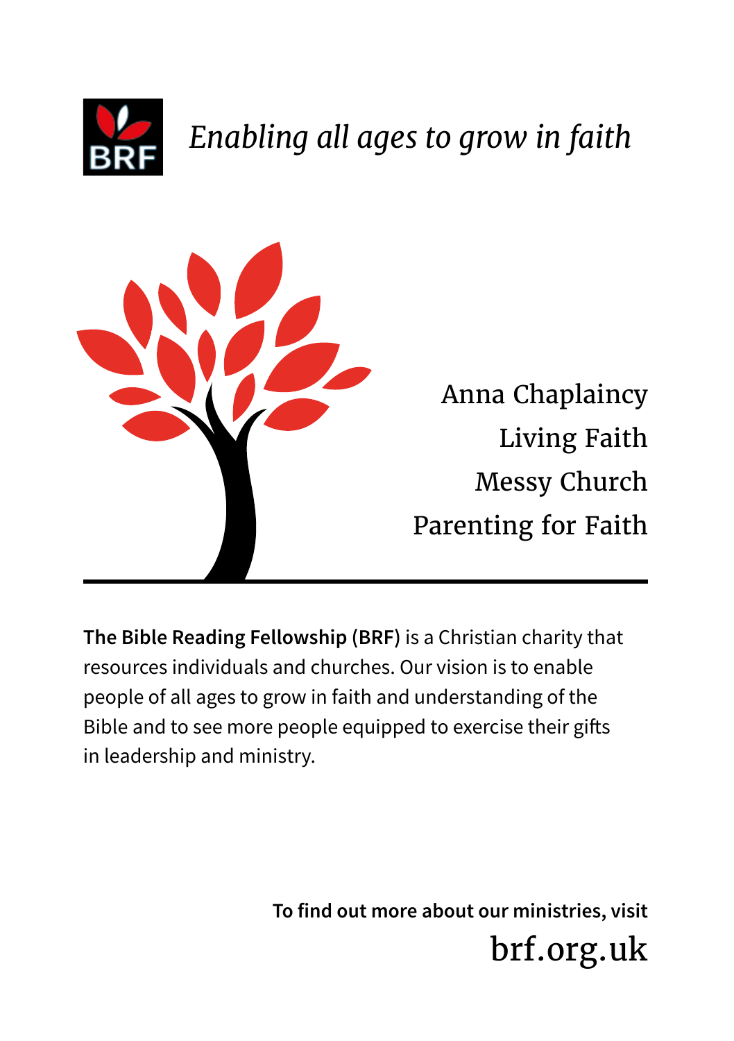*Enabling all ages to grow in faith*

Anna Chaplaincy
Living Faith
Messy Church
Parenting for Faith

**The Bible Reading Fellowship (BRF)** is a Christian charity that resources individuals and churches. Our vision is to enable people of all ages to grow in faith and understanding of the Bible and to see more people equipped to exercise their gifts in leadership and ministry.

**To find out more about our ministries, visit**
brf.org.uk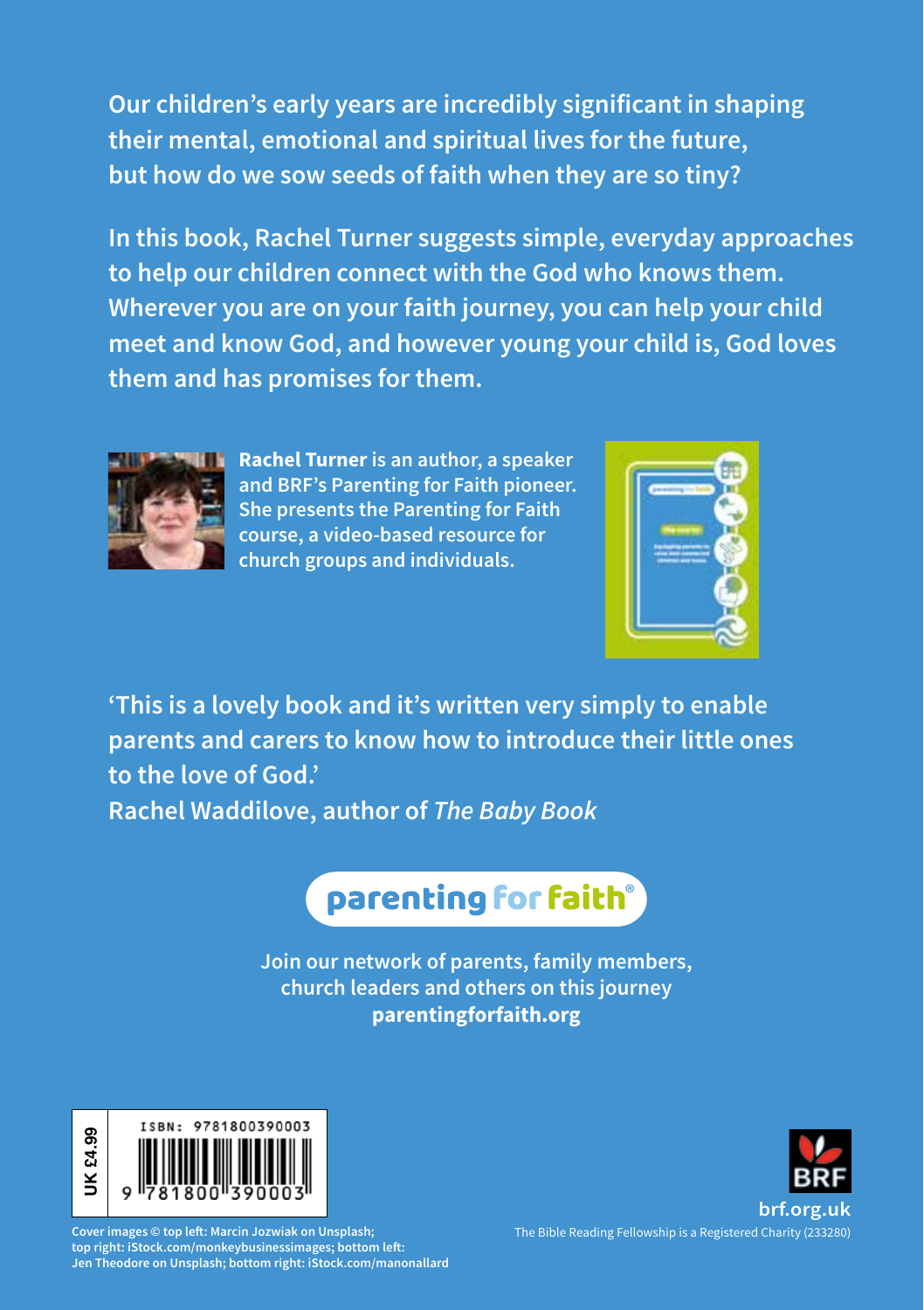Our children's early years are incredibly significant in shaping their mental, emotional and spiritual lives for the future, but how do we sow seeds of faith when they are so tiny?

In this book, Rachel Turner suggests simple, everyday approaches to help our children connect with the God who knows them. Wherever you are on your faith journey, you can help your child meet and know God, and however young your child is, God loves them and has promises for them.

**Rachel Turner** is an author, a speaker and BRF's Parenting for Faith pioneer. She presents the Parenting for Faith course, a video-based resource for church groups and individuals.

'This is a lovely book and it's written very simply to enable parents and carers to know how to introduce their little ones to the love of God.'
Rachel Waddilove, author of *The Baby Book*

parenting for faith®

Join our network of parents, family members, church leaders and others on this journey
**parentingforfaith.org**

UK £4.99

ISBN: 9781800390003

9 781800 390003

Cover images © top left: Marcin Jozwiak on Unsplash; top right: iStock.com/monkeybusinessimages; bottom left: Jen Theodore on Unsplash; bottom right: iStock.com/manonallard

BRF
brf.org.uk
The Bible Reading Fellowship is a Registered Charity (233280)